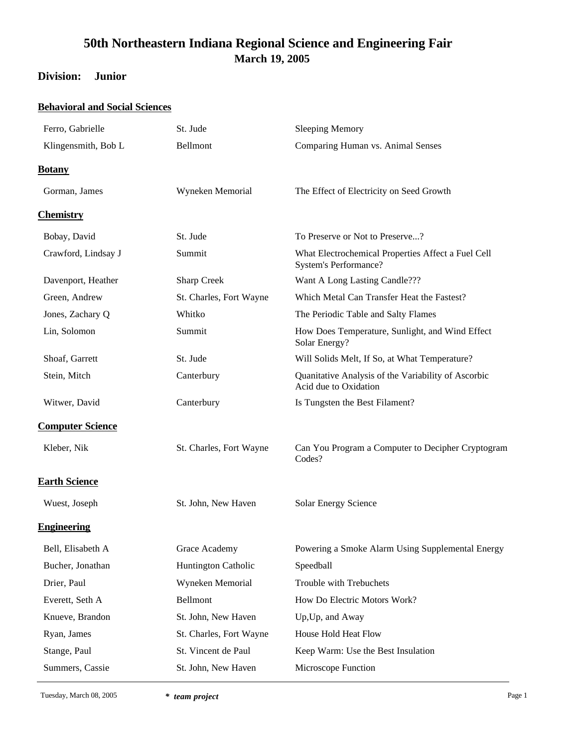# 50th Northeastern Indiana Regional Science and Engineering Fair

**March 19, 2005**

**Division: Junior**

## Behavioral and Social Sciences

| Name | School | Project |
|---|---|---|
| Ferro, Gabrielle | St. Jude | Sleeping Memory |
| Klingensmith, Bob L | Bellmont | Comparing Human vs. Animal Senses |

## Botany

| Name | School | Project |
|---|---|---|
| Gorman, James | Wyneken Memorial | The Effect of Electricity on Seed Growth |

## Chemistry

| Name | School | Project |
|---|---|---|
| Bobay, David | St. Jude | To Preserve or Not to Preserve...? |
| Crawford, Lindsay J | Summit | What Electrochemical Properties Affect a Fuel Cell System's Performance? |
| Davenport, Heather | Sharp Creek | Want A Long Lasting Candle??? |
| Green, Andrew | St. Charles, Fort Wayne | Which Metal Can Transfer Heat the Fastest? |
| Jones, Zachary Q | Whitko | The Periodic Table and Salty Flames |
| Lin, Solomon | Summit | How Does Temperature, Sunlight, and Wind Effect Solar Energy? |
| Shoaf, Garrett | St. Jude | Will Solids Melt, If So, at What Temperature? |
| Stein, Mitch | Canterbury | Quanitative Analysis of the Variability of Ascorbic Acid due to Oxidation |
| Witwer, David | Canterbury | Is Tungsten the Best Filament? |

## Computer Science

| Name | School | Project |
|---|---|---|
| Kleber, Nik | St. Charles, Fort Wayne | Can You Program a Computer to Decipher Cryptogram Codes? |

## Earth Science

| Name | School | Project |
|---|---|---|
| Wuest, Joseph | St. John, New Haven | Solar Energy Science |

## Engineering

| Name | School | Project |
|---|---|---|
| Bell, Elisabeth A | Grace Academy | Powering a Smoke Alarm Using Supplemental Energy |
| Bucher, Jonathan | Huntington Catholic | Speedball |
| Drier, Paul | Wyneken Memorial | Trouble with Trebuchets |
| Everett, Seth A | Bellmont | How Do Electric Motors Work? |
| Knueve, Brandon | St. John, New Haven | Up,Up, and Away |
| Ryan, James | St. Charles, Fort Wayne | House Hold Heat Flow |
| Stange, Paul | St. Vincent de Paul | Keep Warm: Use the Best Insulation |
| Summers, Cassie | St. John, New Haven | Microscope Function |

*\* team project*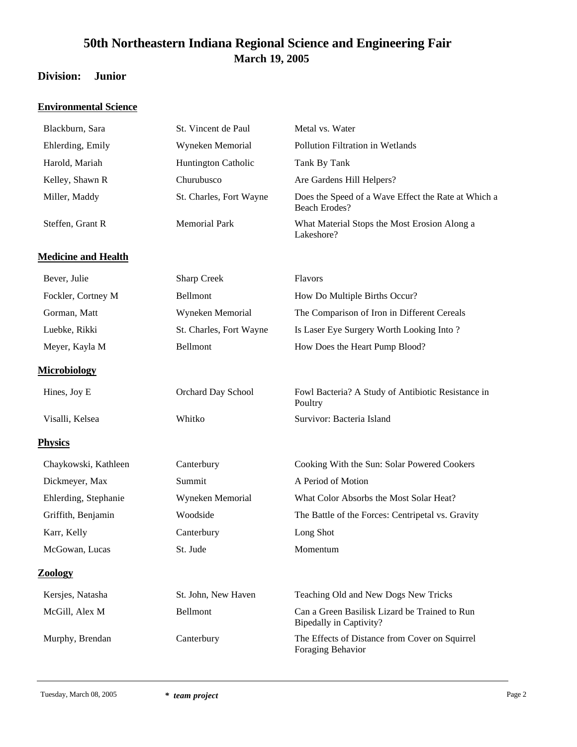# 50th Northeastern Indiana Regional Science and Engineering Fair

**March 19, 2005**

**Division: Junior**

## Environmental Science

| | | |
|---|---|---|
| Blackburn, Sara | St. Vincent de Paul | Metal vs. Water |
| Ehlerding, Emily | Wyneken Memorial | Pollution Filtration in Wetlands |
| Harold, Mariah | Huntington Catholic | Tank By Tank |
| Kelley, Shawn R | Churubusco | Are Gardens Hill Helpers? |
| Miller, Maddy | St. Charles, Fort Wayne | Does the Speed of a Wave Effect the Rate at Which a Beach Erodes? |
| Steffen, Grant R | Memorial Park | What Material Stops the Most Erosion Along a Lakeshore? |

## Medicine and Health

| | | |
|---|---|---|
| Bever, Julie | Sharp Creek | Flavors |
| Fockler, Cortney M | Bellmont | How Do Multiple Births Occur? |
| Gorman, Matt | Wyneken Memorial | The Comparison of Iron in Different Cereals |
| Luebke, Rikki | St. Charles, Fort Wayne | Is Laser Eye Surgery Worth Looking Into ? |
| Meyer, Kayla M | Bellmont | How Does the Heart Pump Blood? |

## Microbiology

| | | |
|---|---|---|
| Hines, Joy E | Orchard Day School | Fowl Bacteria? A Study of Antibiotic Resistance in Poultry |
| Visalli, Kelsea | Whitko | Survivor: Bacteria Island |

## Physics

| | | |
|---|---|---|
| Chaykowski, Kathleen | Canterbury | Cooking With the Sun: Solar Powered Cookers |
| Dickmeyer, Max | Summit | A Period of Motion |
| Ehlerding, Stephanie | Wyneken Memorial | What Color Absorbs the Most Solar Heat? |
| Griffith, Benjamin | Woodside | The Battle of the Forces: Centripetal vs. Gravity |
| Karr, Kelly | Canterbury | Long Shot |
| McGowan, Lucas | St. Jude | Momentum |

## Zoology

| | | |
|---|---|---|
| Kersjes, Natasha | St. John, New Haven | Teaching Old and New Dogs New Tricks |
| McGill, Alex M | Bellmont | Can a Green Basilisk Lizard be Trained to Run Bipedally in Captivity? |
| Murphy, Brendan | Canterbury | The Effects of Distance from Cover on Squirrel Foraging Behavior |

Tuesday, March 08, 2005 — *\* team project*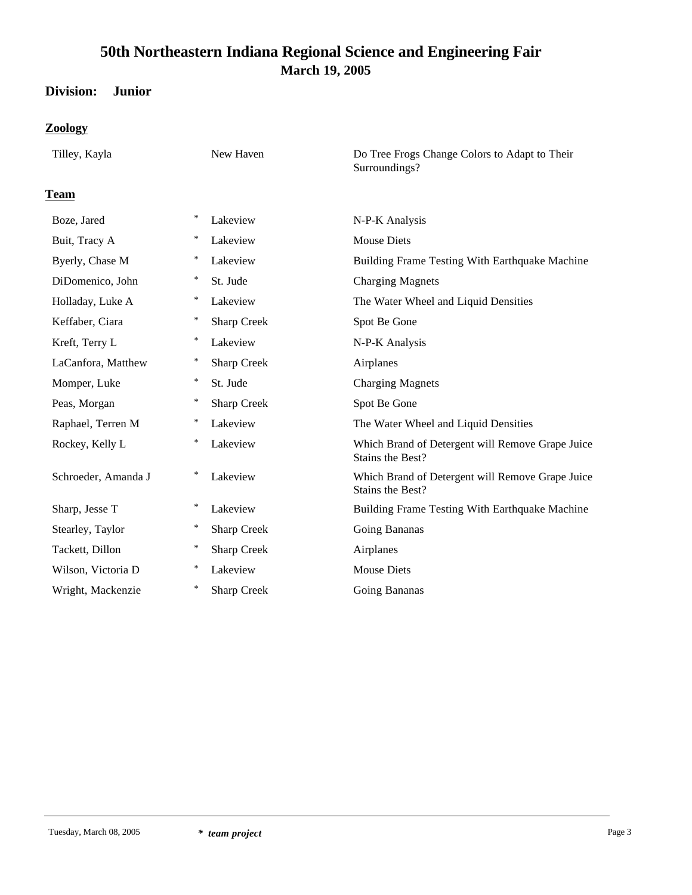# 50th Northeastern Indiana Regional Science and Engineering Fair

**March 19, 2005**

**Division: Junior**

## Zoology

| Name | | School | Project |
|---|---|---|---|
| Tilley, Kayla | | New Haven | Do Tree Frogs Change Colors to Adapt to Their Surroundings? |

## Team

| Name | | School | Project |
|---|---|---|---|
| Boze, Jared | * | Lakeview | N-P-K Analysis |
| Buit, Tracy A | * | Lakeview | Mouse Diets |
| Byerly, Chase M | * | Lakeview | Building Frame Testing With Earthquake Machine |
| DiDomenico, John | * | St. Jude | Charging Magnets |
| Holladay, Luke A | * | Lakeview | The Water Wheel and Liquid Densities |
| Keffaber, Ciara | * | Sharp Creek | Spot Be Gone |
| Kreft, Terry L | * | Lakeview | N-P-K Analysis |
| LaCanfora, Matthew | * | Sharp Creek | Airplanes |
| Momper, Luke | * | St. Jude | Charging Magnets |
| Peas, Morgan | * | Sharp Creek | Spot Be Gone |
| Raphael, Terren M | * | Lakeview | The Water Wheel and Liquid Densities |
| Rockey, Kelly L | * | Lakeview | Which Brand of Detergent will Remove Grape Juice Stains the Best? |
| Schroeder, Amanda J | * | Lakeview | Which Brand of Detergent will Remove Grape Juice Stains the Best? |
| Sharp, Jesse T | * | Lakeview | Building Frame Testing With Earthquake Machine |
| Stearley, Taylor | * | Sharp Creek | Going Bananas |
| Tackett, Dillon | * | Sharp Creek | Airplanes |
| Wilson, Victoria D | * | Lakeview | Mouse Diets |
| Wright, Mackenzie | * | Sharp Creek | Going Bananas |

*\* team project*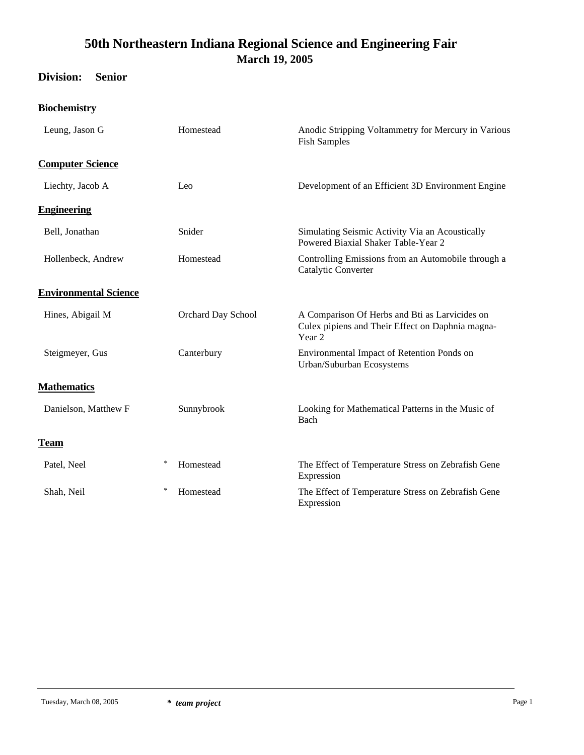# 50th Northeastern Indiana Regional Science and Engineering Fair

**March 19, 2005**

**Division: Senior**

## Biochemistry

| | | |
|---|---|---|
| Leung, Jason G | Homestead | Anodic Stripping Voltammetry for Mercury in Various Fish Samples |

## Computer Science

| | | |
|---|---|---|
| Liechty, Jacob A | Leo | Development of an Efficient 3D Environment Engine |

## Engineering

| | | |
|---|---|---|
| Bell, Jonathan | Snider | Simulating Seismic Activity Via an Acoustically Powered Biaxial Shaker Table-Year 2 |
| Hollenbeck, Andrew | Homestead | Controlling Emissions from an Automobile through a Catalytic Converter |

## Environmental Science

| | | |
|---|---|---|
| Hines, Abigail M | Orchard Day School | A Comparison Of Herbs and Bti as Larvicides on Culex pipiens and Their Effect on Daphnia magna-Year 2 |
| Steigmeyer, Gus | Canterbury | Environmental Impact of Retention Ponds on Urban/Suburban Ecosystems |

## Mathematics

| | | |
|---|---|---|
| Danielson, Matthew F | Sunnybrook | Looking for Mathematical Patterns in the Music of Bach |

## Team

| | | | |
|---|---|---|---|
| Patel, Neel | * | Homestead | The Effect of Temperature Stress on Zebrafish Gene Expression |
| Shah, Neil | * | Homestead | The Effect of Temperature Stress on Zebrafish Gene Expression |

Tuesday, March 08, 2005

*** team project**